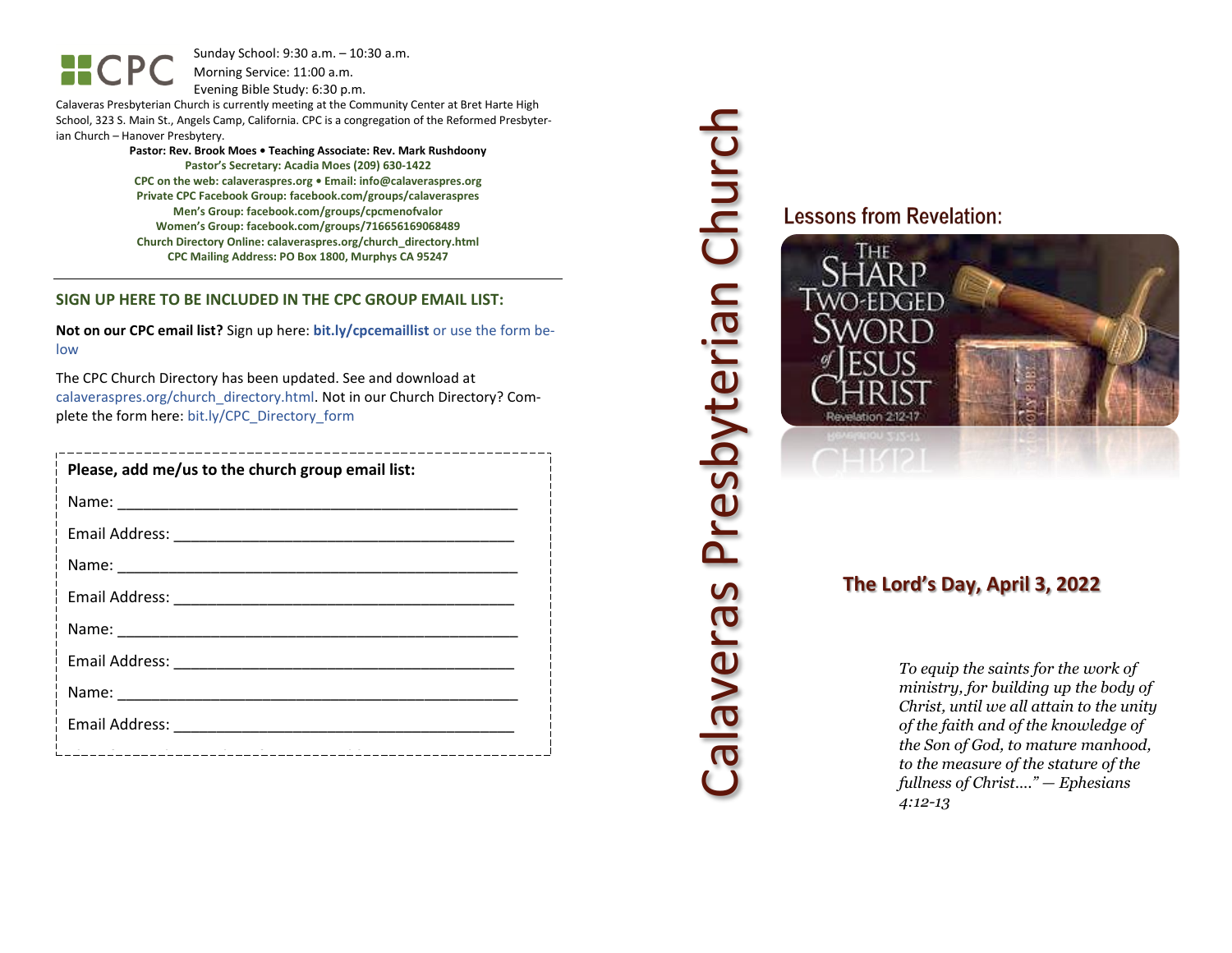CPC

Sunday School: 9:30 a.m. – 10:30 a.m.
Morning Service: 11:00 a.m.
Evening Bible Study: 6:30 p.m.

Calaveras Presbyterian Church is currently meeting at the Community Center at Bret Harte High School, 323 S. Main St., Angels Camp, California. CPC is a congregation of the Reformed Presbyterian Church – Hanover Presbytery.

**Pastor: Rev. Brook Moes • Teaching Associate: Rev. Mark Rushdoony**
**Pastor's Secretary: Acadia Moes (209) 630-1422**
**CPC on the web: calaveraspres.org • Email: info@calaveraspres.org**
**Private CPC Facebook Group: facebook.com/groups/calaveraspres**
**Men's Group: facebook.com/groups/cpcmenofvalor**
**Women's Group: facebook.com/groups/716656169068489**
**Church Directory Online: calaveraspres.org/church_directory.html**
**CPC Mailing Address: PO Box 1800, Murphys CA 95247**

---

## SIGN UP HERE TO BE INCLUDED IN THE CPC GROUP EMAIL LIST:

**Not on our CPC email list?** Sign up here: **bit.ly/cpcemaillist** or use the form below

The CPC Church Directory has been updated. See and download at calaveraspres.org/church_directory.html. Not in our Church Directory? Complete the form here: bit.ly/CPC_Directory_form

**Please, add me/us to the church group email list:**

Name: ____________________________________________

Email Address: _____________________________________

Name: ____________________________________________

Email Address: _____________________________________

Name: ____________________________________________

Email Address: _____________________________________

Name: ____________________________________________

Email Address: _____________________________________

# Calaveras Presbyterian Church

## Lessons from Revelation:

The Sharp Two-Edged Sword of Jesus Christ
Revelation 2:12-17

## The Lord's Day, April 3, 2022

*To equip the saints for the work of ministry, for building up the body of Christ, until we all attain to the unity of the faith and of the knowledge of the Son of God, to mature manhood, to the measure of the stature of the fullness of Christ...." — Ephesians 4:12-13*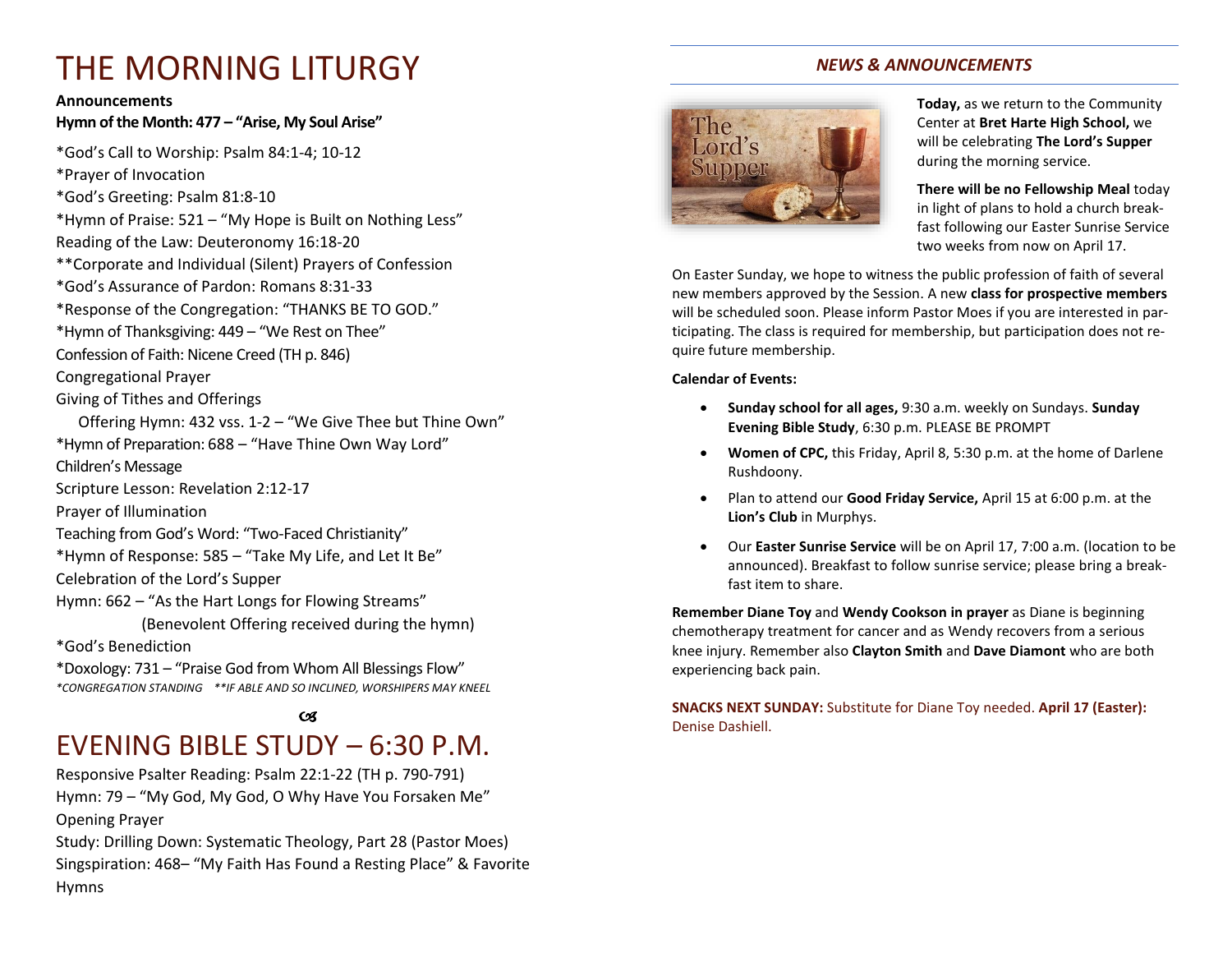# THE MORNING LITURGY

**Announcements**

**Hymn of the Month: 477 – "Arise, My Soul Arise"**

*God's Call to Worship: Psalm 84:1-4; 10-12
*Prayer of Invocation
*God's Greeting: Psalm 81:8-10
*Hymn of Praise: 521 – "My Hope is Built on Nothing Less"
Reading of the Law: Deuteronomy 16:18-20
**Corporate and Individual (Silent) Prayers of Confession
*God's Assurance of Pardon: Romans 8:31-33
*Response of the Congregation: "THANKS BE TO GOD."
*Hymn of Thanksgiving: 449 – "We Rest on Thee"
Confession of Faith: Nicene Creed (TH p. 846)
Congregational Prayer
Giving of Tithes and Offerings
Offering Hymn: 432 vss. 1-2 – "We Give Thee but Thine Own"
*Hymn of Preparation: 688 – "Have Thine Own Way Lord"
Children's Message
Scripture Lesson: Revelation 2:12-17
Prayer of Illumination
Teaching from God's Word: "Two-Faced Christianity"
*Hymn of Response: 585 – "Take My Life, and Let It Be"
Celebration of the Lord's Supper
Hymn: 662 – "As the Hart Longs for Flowing Streams"
(Benevolent Offering received during the hymn)
*God's Benediction
*Doxology: 731 – "Praise God from Whom All Blessings Flow"

*\*CONGREGATION STANDING \*\*IF ABLE AND SO INCLINED, WORSHIPERS MAY KNEEL*

# EVENING BIBLE STUDY – 6:30 P.M.

Responsive Psalter Reading: Psalm 22:1-22 (TH p. 790-791)
Hymn: 79 – "My God, My God, O Why Have You Forsaken Me"
Opening Prayer
Study: Drilling Down: Systematic Theology, Part 28 (Pastor Moes)
Singspiration: 468– "My Faith Has Found a Resting Place" & Favorite Hymns

## *NEWS & ANNOUNCEMENTS*

**Today,** as we return to the Community Center at **Bret Harte High School,** we will be celebrating **The Lord's Supper** during the morning service.

**There will be no Fellowship Meal** today in light of plans to hold a church breakfast following our Easter Sunrise Service two weeks from now on April 17.

On Easter Sunday, we hope to witness the public profession of faith of several new members approved by the Session. A new **class for prospective members** will be scheduled soon. Please inform Pastor Moes if you are interested in participating. The class is required for membership, but participation does not require future membership.

**Calendar of Events:**

- **Sunday school for all ages,** 9:30 a.m. weekly on Sundays. **Sunday Evening Bible Study**, 6:30 p.m. PLEASE BE PROMPT
- **Women of CPC,** this Friday, April 8, 5:30 p.m. at the home of Darlene Rushdoony.
- Plan to attend our **Good Friday Service,** April 15 at 6:00 p.m. at the **Lion's Club** in Murphys.
- Our **Easter Sunrise Service** will be on April 17, 7:00 a.m. (location to be announced). Breakfast to follow sunrise service; please bring a breakfast item to share.

**Remember Diane Toy** and **Wendy Cookson in prayer** as Diane is beginning chemotherapy treatment for cancer and as Wendy recovers from a serious knee injury. Remember also **Clayton Smith** and **Dave Diamont** who are both experiencing back pain.

**SNACKS NEXT SUNDAY:** Substitute for Diane Toy needed. **April 17 (Easter):** Denise Dashiell.